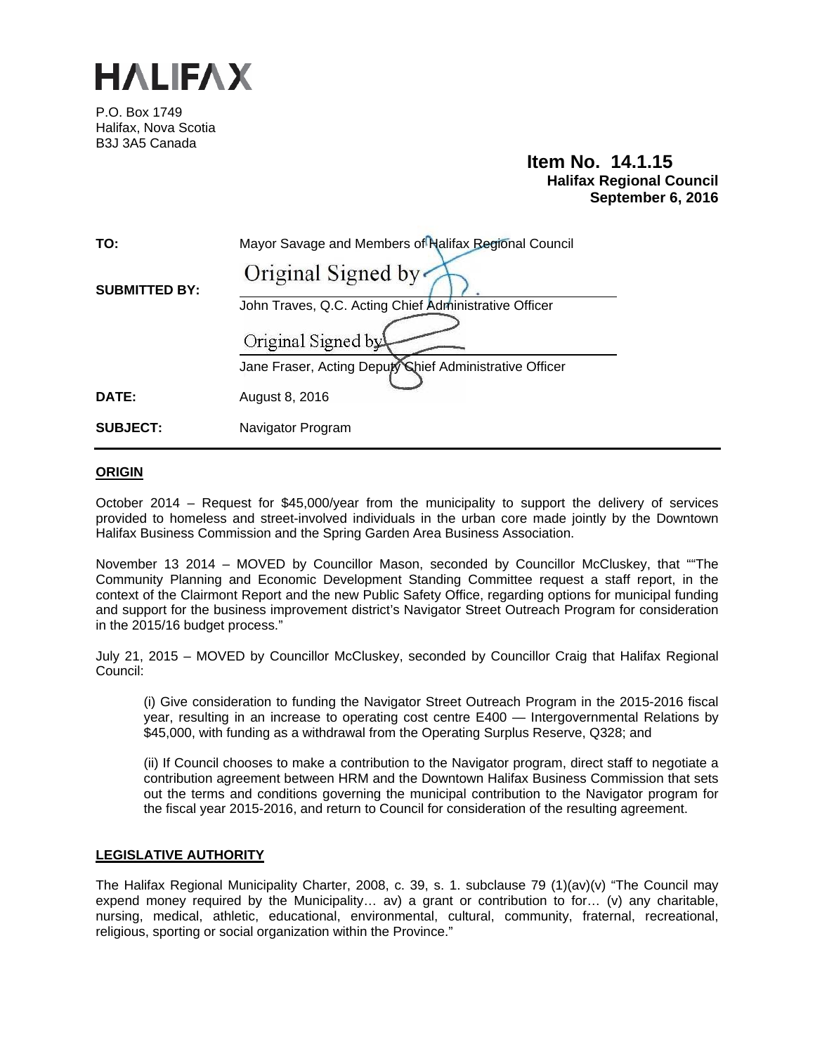# HALIFAX

P.O. Box 1749
Halifax, Nova Scotia
B3J 3A5 Canada

**Item No. 14.1.15**
**Halifax Regional Council**
**September 6, 2016**

**TO:** Mayor Savage and Members of Halifax Regional Council

**SUBMITTED BY:** Original Signed by

John Traves, Q.C. Acting Chief Administrative Officer

Original Signed by

Jane Fraser, Acting Deputy Chief Administrative Officer

**DATE:** August 8, 2016

**SUBJECT:** Navigator Program

## ORIGIN

October 2014 – Request for $45,000/year from the municipality to support the delivery of services provided to homeless and street-involved individuals in the urban core made jointly by the Downtown Halifax Business Commission and the Spring Garden Area Business Association.

November 13 2014 – MOVED by Councillor Mason, seconded by Councillor McCluskey, that ""The Community Planning and Economic Development Standing Committee request a staff report, in the context of the Clairmont Report and the new Public Safety Office, regarding options for municipal funding and support for the business improvement district's Navigator Street Outreach Program for consideration in the 2015/16 budget process."

July 21, 2015 – MOVED by Councillor McCluskey, seconded by Councillor Craig that Halifax Regional Council:

(i) Give consideration to funding the Navigator Street Outreach Program in the 2015-2016 fiscal year, resulting in an increase to operating cost centre E400 — Intergovernmental Relations by $45,000, with funding as a withdrawal from the Operating Surplus Reserve, Q328; and

(ii) If Council chooses to make a contribution to the Navigator program, direct staff to negotiate a contribution agreement between HRM and the Downtown Halifax Business Commission that sets out the terms and conditions governing the municipal contribution to the Navigator program for the fiscal year 2015-2016, and return to Council for consideration of the resulting agreement.

## LEGISLATIVE AUTHORITY

The Halifax Regional Municipality Charter, 2008, c. 39, s. 1. subclause 79 (1)(av)(v) "The Council may expend money required by the Municipality… av) a grant or contribution to for… (v) any charitable, nursing, medical, athletic, educational, environmental, cultural, community, fraternal, recreational, religious, sporting or social organization within the Province."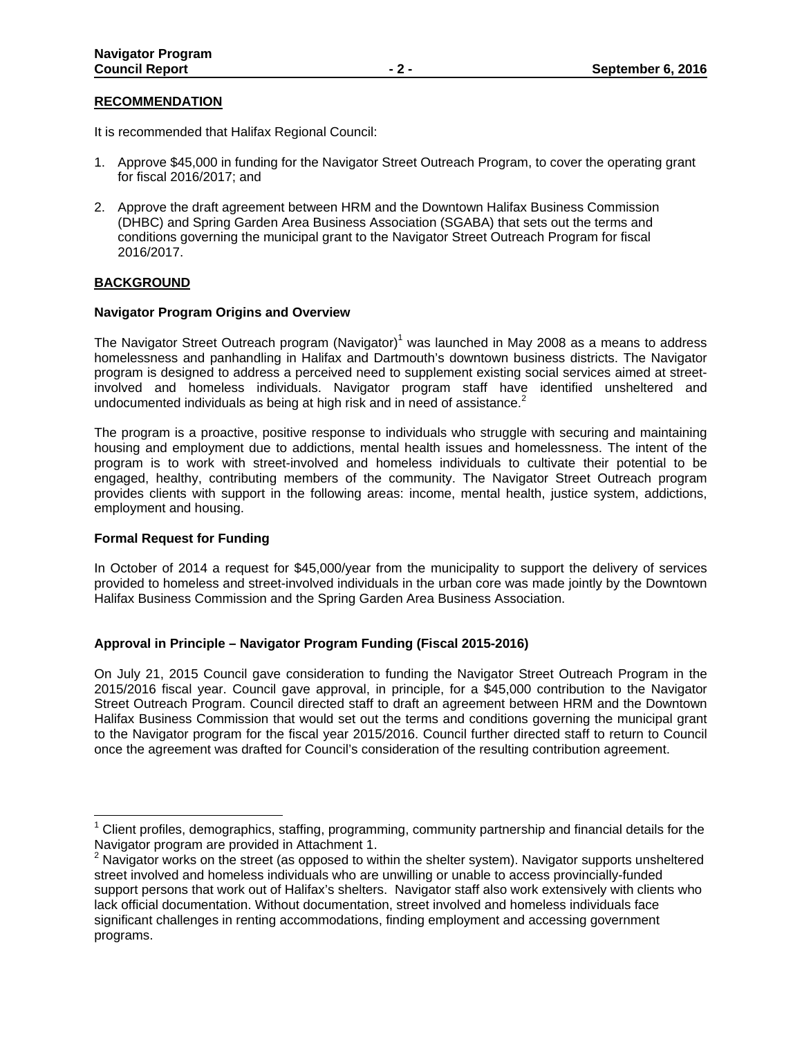## RECOMMENDATION

It is recommended that Halifax Regional Council:

1. Approve $45,000 in funding for the Navigator Street Outreach Program, to cover the operating grant for fiscal 2016/2017; and

2. Approve the draft agreement between HRM and the Downtown Halifax Business Commission (DHBC) and Spring Garden Area Business Association (SGABA) that sets out the terms and conditions governing the municipal grant to the Navigator Street Outreach Program for fiscal 2016/2017.

## BACKGROUND

### Navigator Program Origins and Overview

The Navigator Street Outreach program (Navigator)[1] was launched in May 2008 as a means to address homelessness and panhandling in Halifax and Dartmouth's downtown business districts. The Navigator program is designed to address a perceived need to supplement existing social services aimed at street-involved and homeless individuals. Navigator program staff have identified unsheltered and undocumented individuals as being at high risk and in need of assistance.[2]

The program is a proactive, positive response to individuals who struggle with securing and maintaining housing and employment due to addictions, mental health issues and homelessness. The intent of the program is to work with street-involved and homeless individuals to cultivate their potential to be engaged, healthy, contributing members of the community. The Navigator Street Outreach program provides clients with support in the following areas: income, mental health, justice system, addictions, employment and housing.

### Formal Request for Funding

In October of 2014 a request for $45,000/year from the municipality to support the delivery of services provided to homeless and street-involved individuals in the urban core was made jointly by the Downtown Halifax Business Commission and the Spring Garden Area Business Association.

### Approval in Principle – Navigator Program Funding (Fiscal 2015-2016)

On July 21, 2015 Council gave consideration to funding the Navigator Street Outreach Program in the 2015/2016 fiscal year. Council gave approval, in principle, for a $45,000 contribution to the Navigator Street Outreach Program. Council directed staff to draft an agreement between HRM and the Downtown Halifax Business Commission that would set out the terms and conditions governing the municipal grant to the Navigator program for the fiscal year 2015/2016. Council further directed staff to return to Council once the agreement was drafted for Council's consideration of the resulting contribution agreement.

---

[1] Client profiles, demographics, staffing, programming, community partnership and financial details for the Navigator program are provided in Attachment 1.

[2] Navigator works on the street (as opposed to within the shelter system). Navigator supports unsheltered street involved and homeless individuals who are unwilling or unable to access provincially-funded support persons that work out of Halifax's shelters. Navigator staff also work extensively with clients who lack official documentation. Without documentation, street involved and homeless individuals face significant challenges in renting accommodations, finding employment and accessing government programs.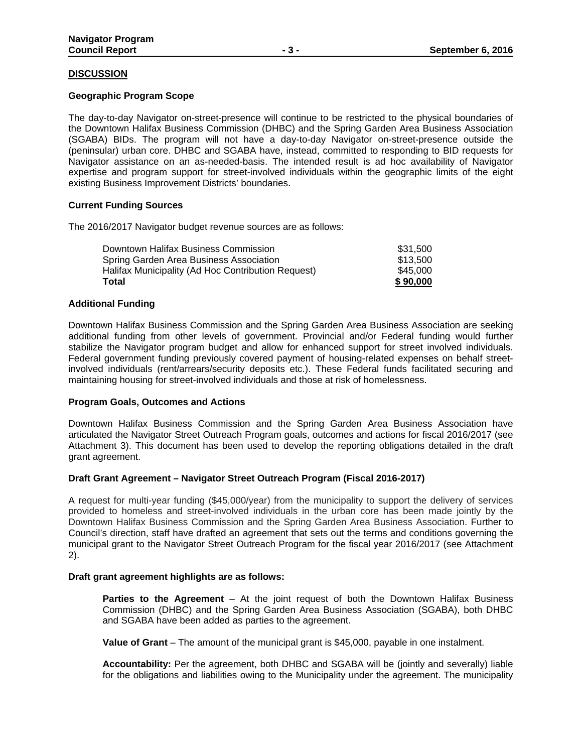## DISCUSSION

### Geographic Program Scope

The day-to-day Navigator on-street-presence will continue to be restricted to the physical boundaries of the Downtown Halifax Business Commission (DHBC) and the Spring Garden Area Business Association (SGABA) BIDs. The program will not have a day-to-day Navigator on-street-presence outside the (peninsular) urban core. DHBC and SGABA have, instead, committed to responding to BID requests for Navigator assistance on an as-needed-basis. The intended result is ad hoc availability of Navigator expertise and program support for street-involved individuals within the geographic limits of the eight existing Business Improvement Districts' boundaries.

### Current Funding Sources

The 2016/2017 Navigator budget revenue sources are as follows:

| Source | Amount |
|---|---|
| Downtown Halifax Business Commission | $31,500 |
| Spring Garden Area Business Association | $13,500 |
| Halifax Municipality (Ad Hoc Contribution Request) | $45,000 |
| **Total** | **$ 90,000** |

### Additional Funding

Downtown Halifax Business Commission and the Spring Garden Area Business Association are seeking additional funding from other levels of government. Provincial and/or Federal funding would further stabilize the Navigator program budget and allow for enhanced support for street involved individuals. Federal government funding previously covered payment of housing-related expenses on behalf street-involved individuals (rent/arrears/security deposits etc.). These Federal funds facilitated securing and maintaining housing for street-involved individuals and those at risk of homelessness.

### Program Goals, Outcomes and Actions

Downtown Halifax Business Commission and the Spring Garden Area Business Association have articulated the Navigator Street Outreach Program goals, outcomes and actions for fiscal 2016/2017 (see Attachment 3). This document has been used to develop the reporting obligations detailed in the draft grant agreement.

### Draft Grant Agreement – Navigator Street Outreach Program (Fiscal 2016-2017)

A request for multi-year funding ($45,000/year) from the municipality to support the delivery of services provided to homeless and street-involved individuals in the urban core has been made jointly by the Downtown Halifax Business Commission and the Spring Garden Area Business Association. Further to Council's direction, staff have drafted an agreement that sets out the terms and conditions governing the municipal grant to the Navigator Street Outreach Program for the fiscal year 2016/2017 (see Attachment 2).

### Draft grant agreement highlights are as follows:

**Parties to the Agreement** – At the joint request of both the Downtown Halifax Business Commission (DHBC) and the Spring Garden Area Business Association (SGABA), both DHBC and SGABA have been added as parties to the agreement.

**Value of Grant** – The amount of the municipal grant is $45,000, payable in one instalment.

**Accountability:** Per the agreement, both DHBC and SGABA will be (jointly and severally) liable for the obligations and liabilities owing to the Municipality under the agreement. The municipality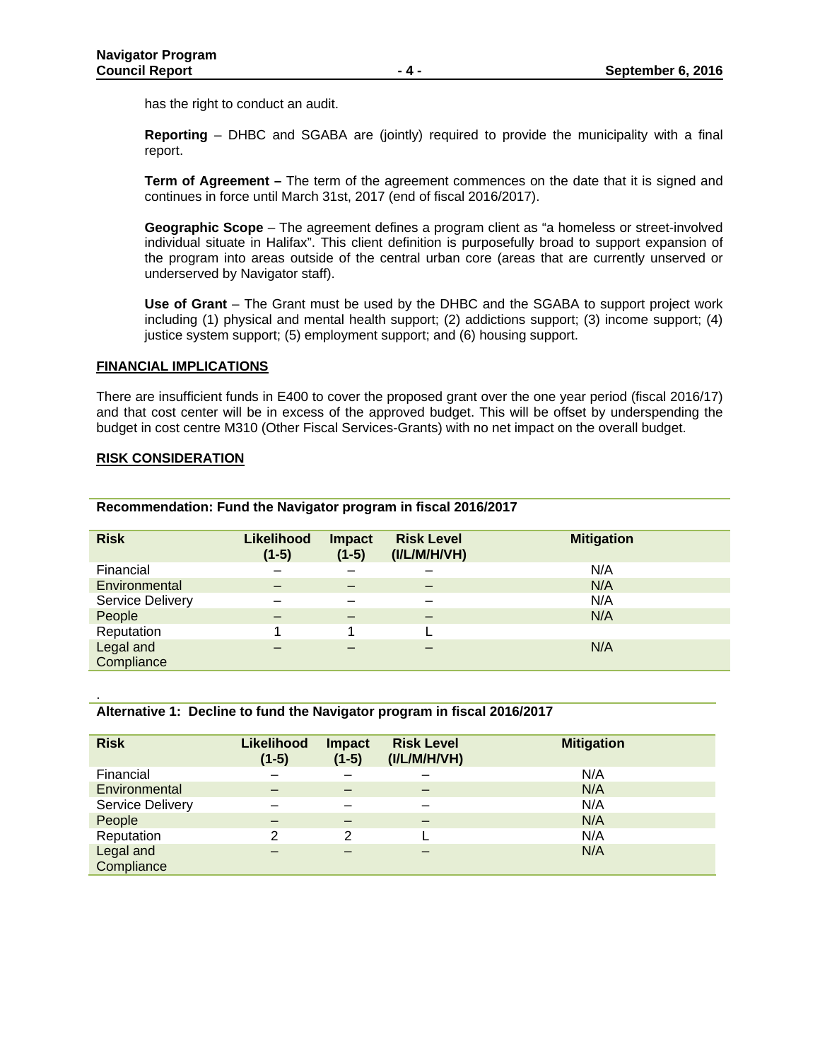has the right to conduct an audit.

**Reporting** – DHBC and SGABA are (jointly) required to provide the municipality with a final report.

**Term of Agreement –** The term of the agreement commences on the date that it is signed and continues in force until March 31st, 2017 (end of fiscal 2016/2017).

**Geographic Scope** – The agreement defines a program client as “a homeless or street-involved individual situate in Halifax”. This client definition is purposefully broad to support expansion of the program into areas outside of the central urban core (areas that are currently unserved or underserved by Navigator staff).

**Use of Grant** – The Grant must be used by the DHBC and the SGABA to support project work including (1) physical and mental health support; (2) addictions support; (3) income support; (4) justice system support; (5) employment support; and (6) housing support.

## FINANCIAL IMPLICATIONS

There are insufficient funds in E400 to cover the proposed grant over the one year period (fiscal 2016/17) and that cost center will be in excess of the approved budget. This will be offset by underspending the budget in cost centre M310 (Other Fiscal Services-Grants) with no net impact on the overall budget.

## RISK CONSIDERATION

**Recommendation: Fund the Navigator program in fiscal 2016/2017**

| Risk | Likelihood (1-5) | Impact (1-5) | Risk Level (I/L/M/H/VH) | Mitigation |
|---|---|---|---|---|
| Financial | – | – | – | N/A |
| Environmental | – | – | – | N/A |
| Service Delivery | – | – | – | N/A |
| People | – | – | – | N/A |
| Reputation | 1 | 1 | L | |
| Legal and Compliance | – | – | – | N/A |

.

**Alternative 1: Decline to fund the Navigator program in fiscal 2016/2017**

| Risk | Likelihood (1-5) | Impact (1-5) | Risk Level (I/L/M/H/VH) | Mitigation |
|---|---|---|---|---|
| Financial | – | – | – | N/A |
| Environmental | – | – | – | N/A |
| Service Delivery | – | – | – | N/A |
| People | – | – | – | N/A |
| Reputation | 2 | 2 | L | N/A |
| Legal and Compliance | – | – | – | N/A |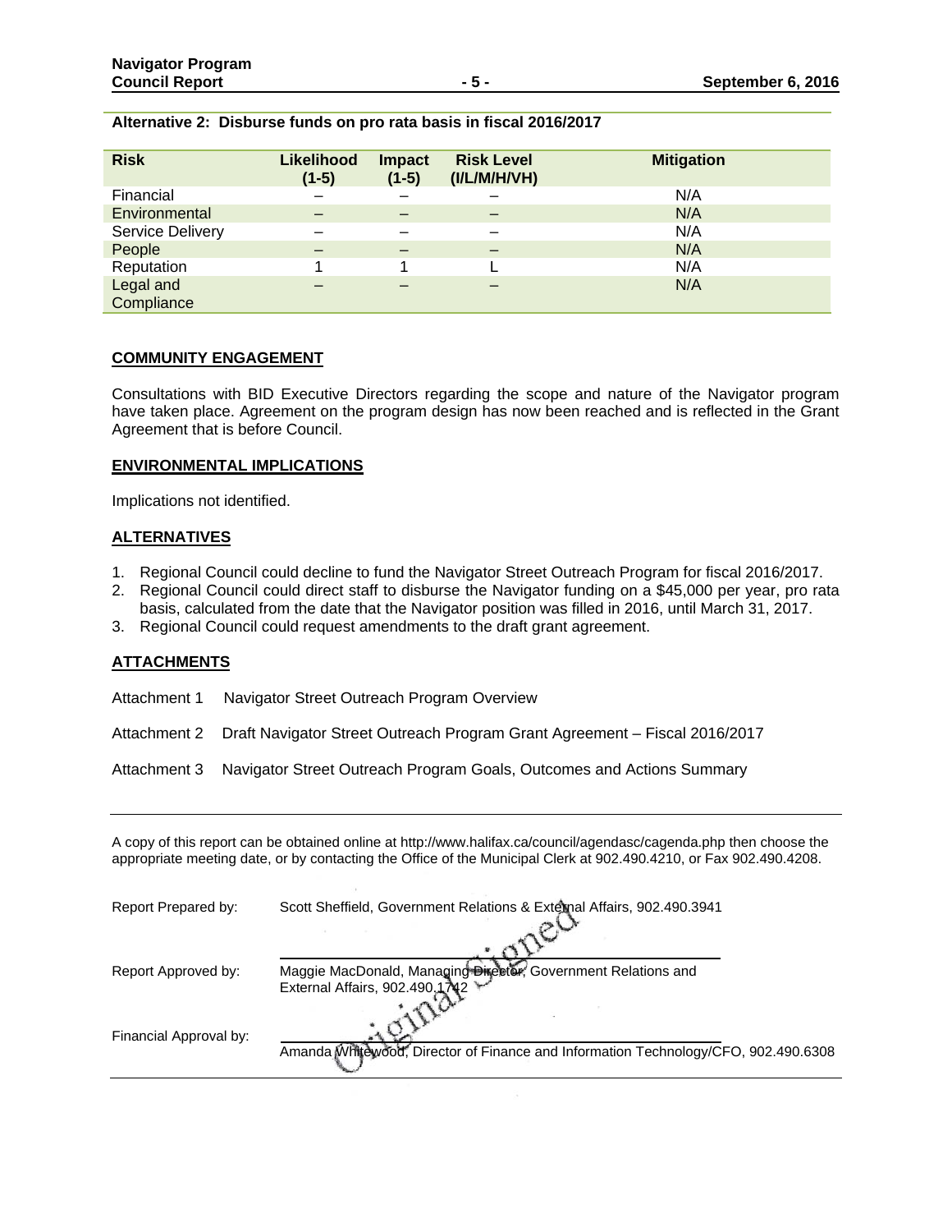**Alternative 2: Disburse funds on pro rata basis in fiscal 2016/2017**

| Risk | Likelihood (1-5) | Impact (1-5) | Risk Level (I/L/M/H/VH) | Mitigation |
|---|---|---|---|---|
| Financial | – | – | – | N/A |
| Environmental | – | – | – | N/A |
| Service Delivery | – | – | – | N/A |
| People | – | – | – | N/A |
| Reputation | 1 | 1 | L | N/A |
| Legal and Compliance | – | – | – | N/A |

## COMMUNITY ENGAGEMENT

Consultations with BID Executive Directors regarding the scope and nature of the Navigator program have taken place. Agreement on the program design has now been reached and is reflected in the Grant Agreement that is before Council.

## ENVIRONMENTAL IMPLICATIONS

Implications not identified.

## ALTERNATIVES

1. Regional Council could decline to fund the Navigator Street Outreach Program for fiscal 2016/2017.
2. Regional Council could direct staff to disburse the Navigator funding on a $45,000 per year, pro rata basis, calculated from the date that the Navigator position was filled in 2016, until March 31, 2017.
3. Regional Council could request amendments to the draft grant agreement.

## ATTACHMENTS

Attachment 1 Navigator Street Outreach Program Overview

Attachment 2 Draft Navigator Street Outreach Program Grant Agreement – Fiscal 2016/2017

Attachment 3 Navigator Street Outreach Program Goals, Outcomes and Actions Summary

---

A copy of this report can be obtained online at http://www.halifax.ca/council/agendasc/cagenda.php then choose the appropriate meeting date, or by contacting the Office of the Municipal Clerk at 902.490.4210, or Fax 902.490.4208.

Report Prepared by: Scott Sheffield, Government Relations & External Affairs, 902.490.3941

Report Approved by: Maggie MacDonald, Managing Director, Government Relations and External Affairs, 902.490.1742

Financial Approval by: Amanda Whitewood, Director of Finance and Information Technology/CFO, 902.490.6308

Original Signed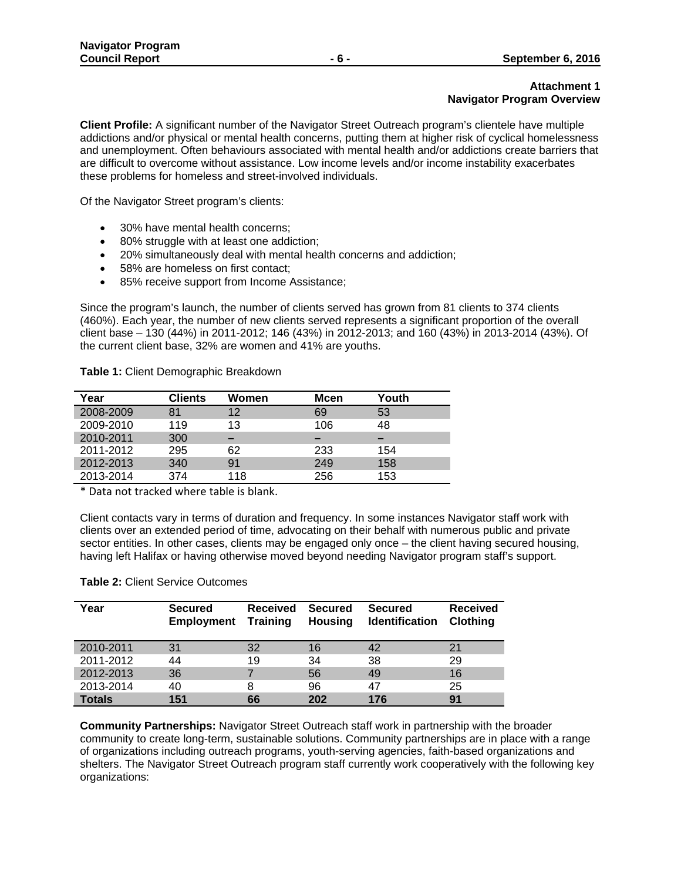**Attachment 1**
**Navigator Program Overview**

**Client Profile:** A significant number of the Navigator Street Outreach program's clientele have multiple addictions and/or physical or mental health concerns, putting them at higher risk of cyclical homelessness and unemployment. Often behaviours associated with mental health and/or addictions create barriers that are difficult to overcome without assistance. Low income levels and/or income instability exacerbates these problems for homeless and street-involved individuals.

Of the Navigator Street program's clients:

- 30% have mental health concerns;
- 80% struggle with at least one addiction;
- 20% simultaneously deal with mental health concerns and addiction;
- 58% are homeless on first contact;
- 85% receive support from Income Assistance;

Since the program's launch, the number of clients served has grown from 81 clients to 374 clients (460%). Each year, the number of new clients served represents a significant proportion of the overall client base – 130 (44%) in 2011-2012; 146 (43%) in 2012-2013; and 160 (43%) in 2013-2014 (43%). Of the current client base, 32% are women and 41% are youths.

**Table 1:** Client Demographic Breakdown

| Year | Clients | Women | Mcen | Youth |
|---|---|---|---|---|
| 2008-2009 | 81 | 12 | 69 | 53 |
| 2009-2010 | 119 | 13 | 106 | 48 |
| 2010-2011 | 300 | – | – | – |
| 2011-2012 | 295 | 62 | 233 | 154 |
| 2012-2013 | 340 | 91 | 249 | 158 |
| 2013-2014 | 374 | 118 | 256 | 153 |

* Data not tracked where table is blank.

Client contacts vary in terms of duration and frequency. In some instances Navigator staff work with clients over an extended period of time, advocating on their behalf with numerous public and private sector entities. In other cases, clients may be engaged only once – the client having secured housing, having left Halifax or having otherwise moved beyond needing Navigator program staff's support.

**Table 2:** Client Service Outcomes

| Year | Secured Employment | Received Training | Secured Housing | Secured Identification | Received Clothing |
|---|---|---|---|---|---|
| 2010-2011 | 31 | 32 | 16 | 42 | 21 |
| 2011-2012 | 44 | 19 | 34 | 38 | 29 |
| 2012-2013 | 36 | 7 | 56 | 49 | 16 |
| 2013-2014 | 40 | 8 | 96 | 47 | 25 |
| **Totals** | **151** | **66** | **202** | **176** | **91** |

**Community Partnerships:** Navigator Street Outreach staff work in partnership with the broader community to create long-term, sustainable solutions. Community partnerships are in place with a range of organizations including outreach programs, youth-serving agencies, faith-based organizations and shelters. The Navigator Street Outreach program staff currently work cooperatively with the following key organizations: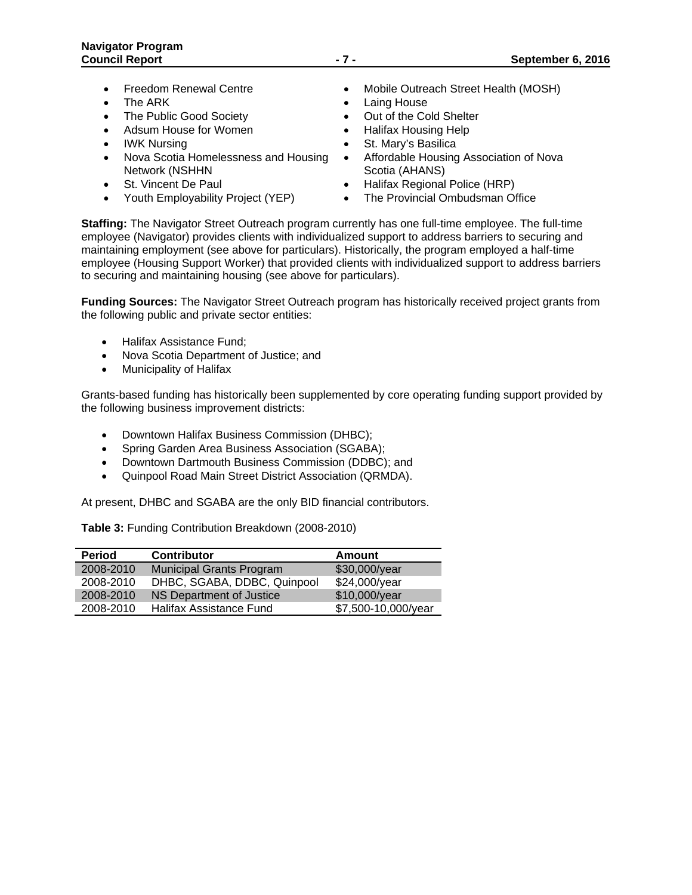- Freedom Renewal Centre
- The ARK
- The Public Good Society
- Adsum House for Women
- IWK Nursing
- Nova Scotia Homelessness and Housing Network (NSHHN
- St. Vincent De Paul
- Youth Employability Project (YEP)
- Mobile Outreach Street Health (MOSH)
- Laing House
- Out of the Cold Shelter
- Halifax Housing Help
- St. Mary's Basilica
- Affordable Housing Association of Nova Scotia (AHANS)
- Halifax Regional Police (HRP)
- The Provincial Ombudsman Office

**Staffing:** The Navigator Street Outreach program currently has one full-time employee. The full-time employee (Navigator) provides clients with individualized support to address barriers to securing and maintaining employment (see above for particulars). Historically, the program employed a half-time employee (Housing Support Worker) that provided clients with individualized support to address barriers to securing and maintaining housing (see above for particulars).

**Funding Sources:** The Navigator Street Outreach program has historically received project grants from the following public and private sector entities:

- Halifax Assistance Fund;
- Nova Scotia Department of Justice; and
- Municipality of Halifax

Grants-based funding has historically been supplemented by core operating funding support provided by the following business improvement districts:

- Downtown Halifax Business Commission (DHBC);
- Spring Garden Area Business Association (SGABA);
- Downtown Dartmouth Business Commission (DDBC); and
- Quinpool Road Main Street District Association (QRMDA).

At present, DHBC and SGABA are the only BID financial contributors.

**Table 3:** Funding Contribution Breakdown (2008-2010)

| Period | Contributor | Amount |
|---|---|---|
| 2008-2010 | Municipal Grants Program | $30,000/year |
| 2008-2010 | DHBC, SGABA, DDBC, Quinpool | $24,000/year |
| 2008-2010 | NS Department of Justice | $10,000/year |
| 2008-2010 | Halifax Assistance Fund | $7,500-10,000/year |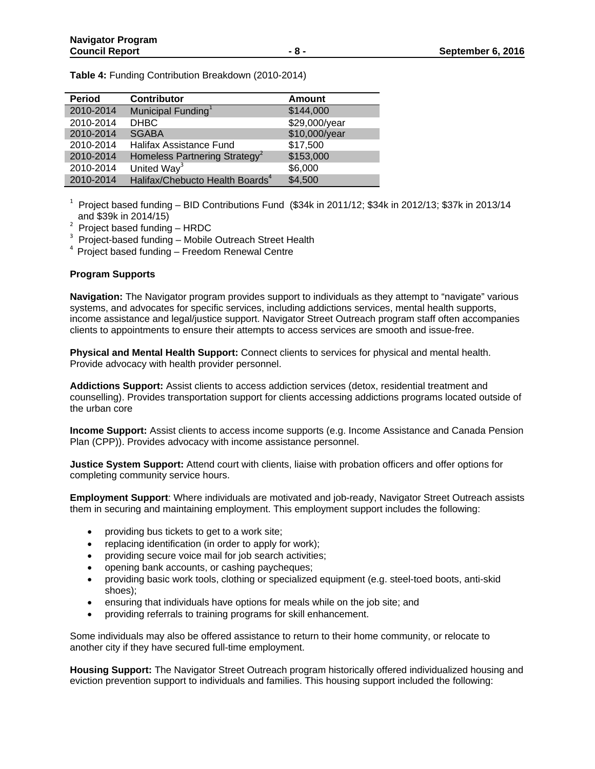**Table 4:** Funding Contribution Breakdown (2010-2014)

| Period | Contributor | Amount |
|---|---|---|
| 2010-2014 | Municipal Funding[1] | $144,000 |
| 2010-2014 | DHBC | $29,000/year |
| 2010-2014 | SGABA | $10,000/year |
| 2010-2014 | Halifax Assistance Fund | $17,500 |
| 2010-2014 | Homeless Partnering Strategy[2] | $153,000 |
| 2010-2014 | United Way[3] | $6,000 |
| 2010-2014 | Halifax/Chebucto Health Boards[4] | $4,500 |

[1] Project based funding – BID Contributions Fund ($34k in 2011/12; $34k in 2012/13; $37k in 2013/14 and $39k in 2014/15)
[2] Project based funding – HRDC
[3] Project-based funding – Mobile Outreach Street Health
[4] Project based funding – Freedom Renewal Centre

**Program Supports**

**Navigation:** The Navigator program provides support to individuals as they attempt to "navigate" various systems, and advocates for specific services, including addictions services, mental health supports, income assistance and legal/justice support. Navigator Street Outreach program staff often accompanies clients to appointments to ensure their attempts to access services are smooth and issue-free.

**Physical and Mental Health Support:** Connect clients to services for physical and mental health. Provide advocacy with health provider personnel.

**Addictions Support:** Assist clients to access addiction services (detox, residential treatment and counselling). Provides transportation support for clients accessing addictions programs located outside of the urban core

**Income Support:** Assist clients to access income supports (e.g. Income Assistance and Canada Pension Plan (CPP)). Provides advocacy with income assistance personnel.

**Justice System Support:** Attend court with clients, liaise with probation officers and offer options for completing community service hours.

**Employment Support**: Where individuals are motivated and job-ready, Navigator Street Outreach assists them in securing and maintaining employment. This employment support includes the following:

- providing bus tickets to get to a work site;
- replacing identification (in order to apply for work);
- providing secure voice mail for job search activities;
- opening bank accounts, or cashing paycheques;
- providing basic work tools, clothing or specialized equipment (e.g. steel-toed boots, anti-skid shoes);
- ensuring that individuals have options for meals while on the job site; and
- providing referrals to training programs for skill enhancement.

Some individuals may also be offered assistance to return to their home community, or relocate to another city if they have secured full-time employment.

**Housing Support:** The Navigator Street Outreach program historically offered individualized housing and eviction prevention support to individuals and families. This housing support included the following: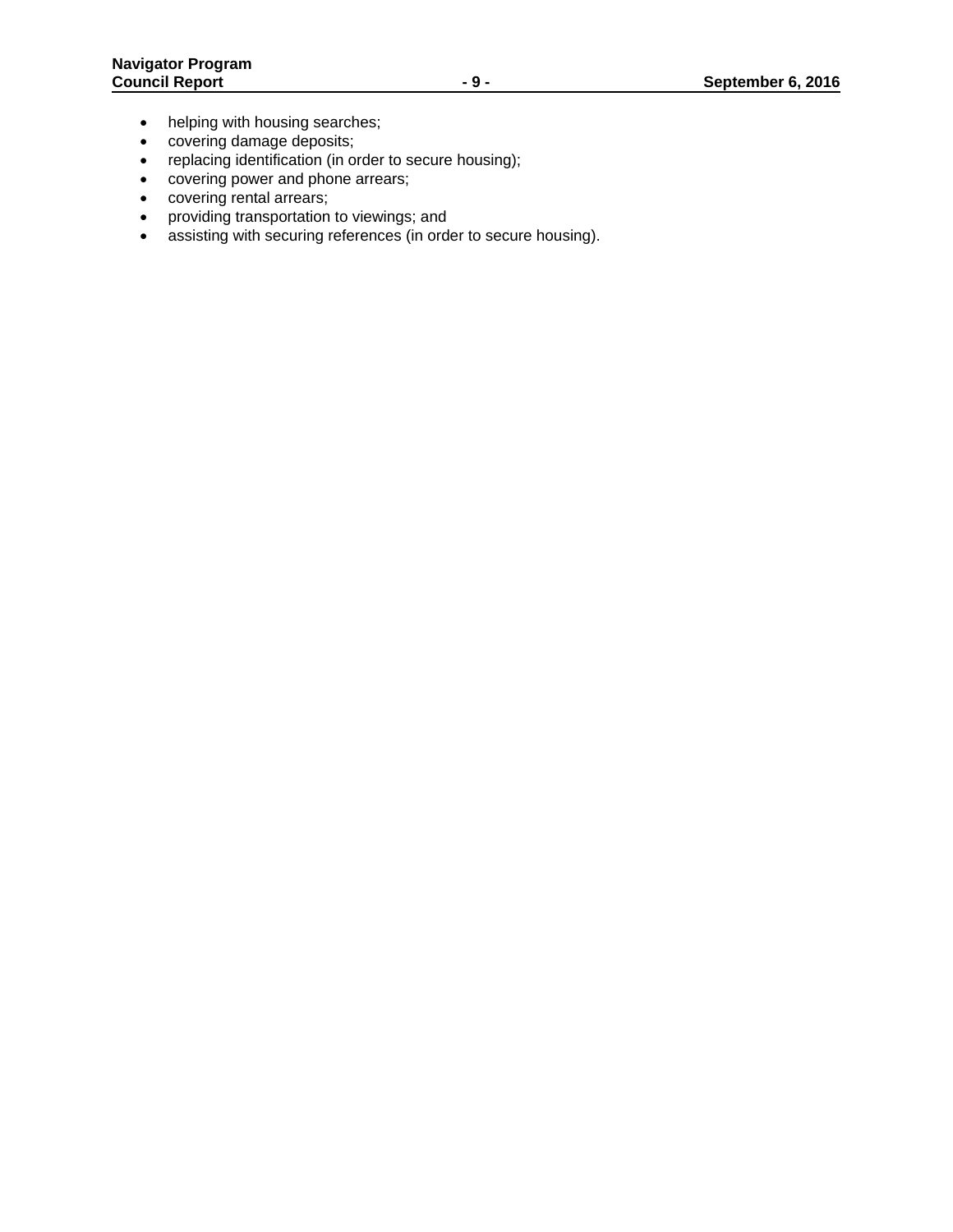- helping with housing searches;
- covering damage deposits;
- replacing identification (in order to secure housing);
- covering power and phone arrears;
- covering rental arrears;
- providing transportation to viewings; and
- assisting with securing references (in order to secure housing).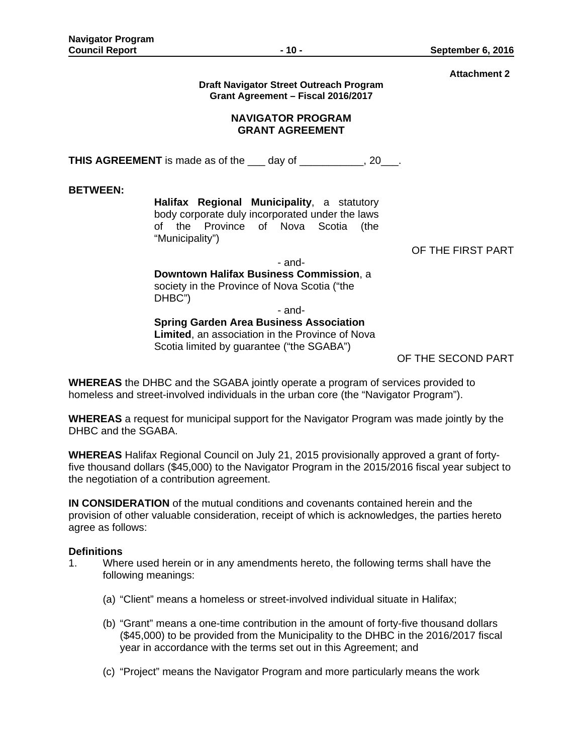Attachment 2

**Draft Navigator Street Outreach Program**
**Grant Agreement – Fiscal 2016/2017**

## NAVIGATOR PROGRAM GRANT AGREEMENT

**THIS AGREEMENT** is made as of the ___ day of ___________, 20___.

**BETWEEN:**

**Halifax Regional Municipality**, a statutory body corporate duly incorporated under the laws of the Province of Nova Scotia (the "Municipality")

OF THE FIRST PART

- and-

**Downtown Halifax Business Commission**, a society in the Province of Nova Scotia ("the DHBC")

- and-

**Spring Garden Area Business Association Limited**, an association in the Province of Nova Scotia limited by guarantee ("the SGABA")

OF THE SECOND PART

**WHEREAS** the DHBC and the SGABA jointly operate a program of services provided to homeless and street-involved individuals in the urban core (the "Navigator Program").

**WHEREAS** a request for municipal support for the Navigator Program was made jointly by the DHBC and the SGABA.

**WHEREAS** Halifax Regional Council on July 21, 2015 provisionally approved a grant of forty-five thousand dollars ($45,000) to the Navigator Program in the 2015/2016 fiscal year subject to the negotiation of a contribution agreement.

**IN CONSIDERATION** of the mutual conditions and covenants contained herein and the provision of other valuable consideration, receipt of which is acknowledges, the parties hereto agree as follows:

**Definitions**

1. Where used herein or in any amendments hereto, the following terms shall have the following meanings:

   (a) "Client" means a homeless or street-involved individual situate in Halifax;

   (b) "Grant" means a one-time contribution in the amount of forty-five thousand dollars ($45,000) to be provided from the Municipality to the DHBC in the 2016/2017 fiscal year in accordance with the terms set out in this Agreement; and

   (c) "Project" means the Navigator Program and more particularly means the work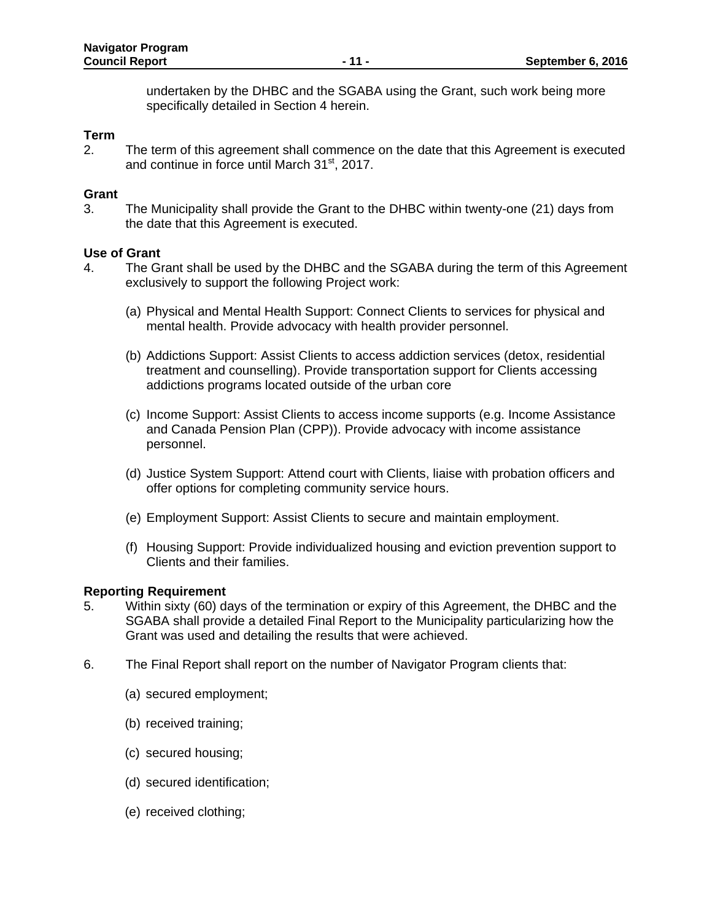undertaken by the DHBC and the SGABA using the Grant, such work being more specifically detailed in Section 4 herein.

**Term**

2. The term of this agreement shall commence on the date that this Agreement is executed and continue in force until March 31st, 2017.

**Grant**

3. The Municipality shall provide the Grant to the DHBC within twenty-one (21) days from the date that this Agreement is executed.

**Use of Grant**

4. The Grant shall be used by the DHBC and the SGABA during the term of this Agreement exclusively to support the following Project work:

   (a) Physical and Mental Health Support: Connect Clients to services for physical and mental health. Provide advocacy with health provider personnel.

   (b) Addictions Support: Assist Clients to access addiction services (detox, residential treatment and counselling). Provide transportation support for Clients accessing addictions programs located outside of the urban core

   (c) Income Support: Assist Clients to access income supports (e.g. Income Assistance and Canada Pension Plan (CPP)). Provide advocacy with income assistance personnel.

   (d) Justice System Support: Attend court with Clients, liaise with probation officers and offer options for completing community service hours.

   (e) Employment Support: Assist Clients to secure and maintain employment.

   (f) Housing Support: Provide individualized housing and eviction prevention support to Clients and their families.

**Reporting Requirement**

5. Within sixty (60) days of the termination or expiry of this Agreement, the DHBC and the SGABA shall provide a detailed Final Report to the Municipality particularizing how the Grant was used and detailing the results that were achieved.

6. The Final Report shall report on the number of Navigator Program clients that:

   (a) secured employment;

   (b) received training;

   (c) secured housing;

   (d) secured identification;

   (e) received clothing;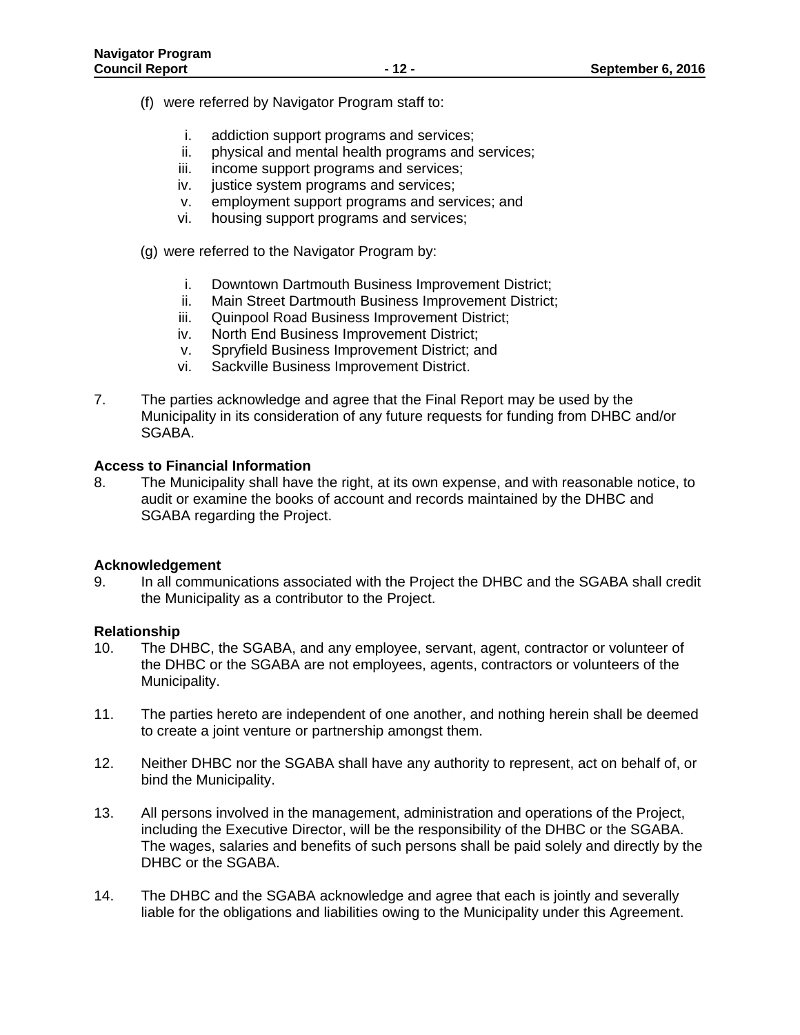(f) were referred by Navigator Program staff to:

   i. addiction support programs and services;
   ii. physical and mental health programs and services;
   iii. income support programs and services;
   iv. justice system programs and services;
   v. employment support programs and services; and
   vi. housing support programs and services;

(g) were referred to the Navigator Program by:

   i. Downtown Dartmouth Business Improvement District;
   ii. Main Street Dartmouth Business Improvement District;
   iii. Quinpool Road Business Improvement District;
   iv. North End Business Improvement District;
   v. Spryfield Business Improvement District; and
   vi. Sackville Business Improvement District.

7. The parties acknowledge and agree that the Final Report may be used by the Municipality in its consideration of any future requests for funding from DHBC and/or SGABA.

**Access to Financial Information**

8. The Municipality shall have the right, at its own expense, and with reasonable notice, to audit or examine the books of account and records maintained by the DHBC and SGABA regarding the Project.

**Acknowledgement**

9. In all communications associated with the Project the DHBC and the SGABA shall credit the Municipality as a contributor to the Project.

**Relationship**

10. The DHBC, the SGABA, and any employee, servant, agent, contractor or volunteer of the DHBC or the SGABA are not employees, agents, contractors or volunteers of the Municipality.

11. The parties hereto are independent of one another, and nothing herein shall be deemed to create a joint venture or partnership amongst them.

12. Neither DHBC nor the SGABA shall have any authority to represent, act on behalf of, or bind the Municipality.

13. All persons involved in the management, administration and operations of the Project, including the Executive Director, will be the responsibility of the DHBC or the SGABA. The wages, salaries and benefits of such persons shall be paid solely and directly by the DHBC or the SGABA.

14. The DHBC and the SGABA acknowledge and agree that each is jointly and severally liable for the obligations and liabilities owing to the Municipality under this Agreement.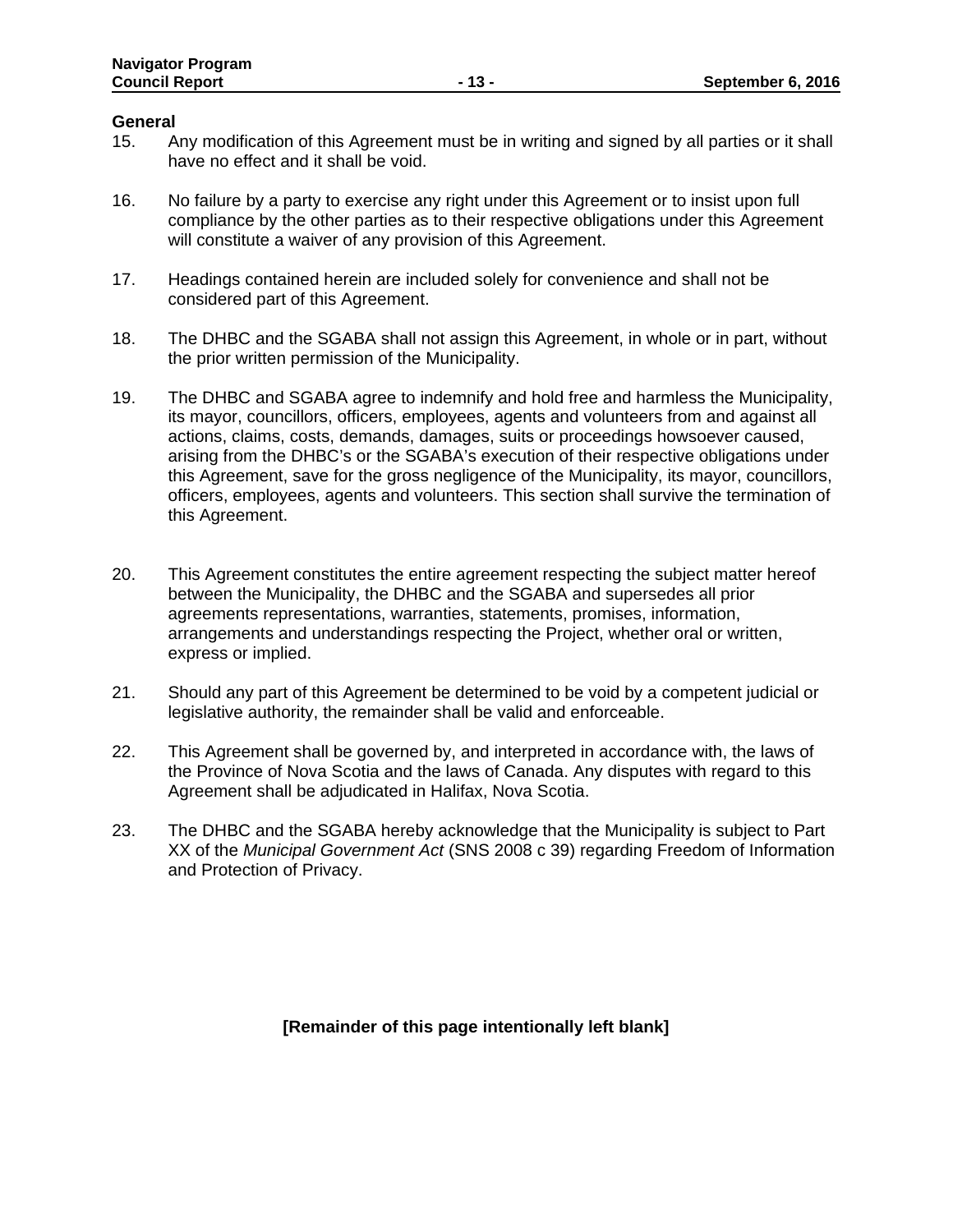**General**

15. Any modification of this Agreement must be in writing and signed by all parties or it shall have no effect and it shall be void.

16. No failure by a party to exercise any right under this Agreement or to insist upon full compliance by the other parties as to their respective obligations under this Agreement will constitute a waiver of any provision of this Agreement.

17. Headings contained herein are included solely for convenience and shall not be considered part of this Agreement.

18. The DHBC and the SGABA shall not assign this Agreement, in whole or in part, without the prior written permission of the Municipality.

19. The DHBC and SGABA agree to indemnify and hold free and harmless the Municipality, its mayor, councillors, officers, employees, agents and volunteers from and against all actions, claims, costs, demands, damages, suits or proceedings howsoever caused, arising from the DHBC's or the SGABA's execution of their respective obligations under this Agreement, save for the gross negligence of the Municipality, its mayor, councillors, officers, employees, agents and volunteers. This section shall survive the termination of this Agreement.

20. This Agreement constitutes the entire agreement respecting the subject matter hereof between the Municipality, the DHBC and the SGABA and supersedes all prior agreements representations, warranties, statements, promises, information, arrangements and understandings respecting the Project, whether oral or written, express or implied.

21. Should any part of this Agreement be determined to be void by a competent judicial or legislative authority, the remainder shall be valid and enforceable.

22. This Agreement shall be governed by, and interpreted in accordance with, the laws of the Province of Nova Scotia and the laws of Canada. Any disputes with regard to this Agreement shall be adjudicated in Halifax, Nova Scotia.

23. The DHBC and the SGABA hereby acknowledge that the Municipality is subject to Part XX of the *Municipal Government Act* (SNS 2008 c 39) regarding Freedom of Information and Protection of Privacy.

**[Remainder of this page intentionally left blank]**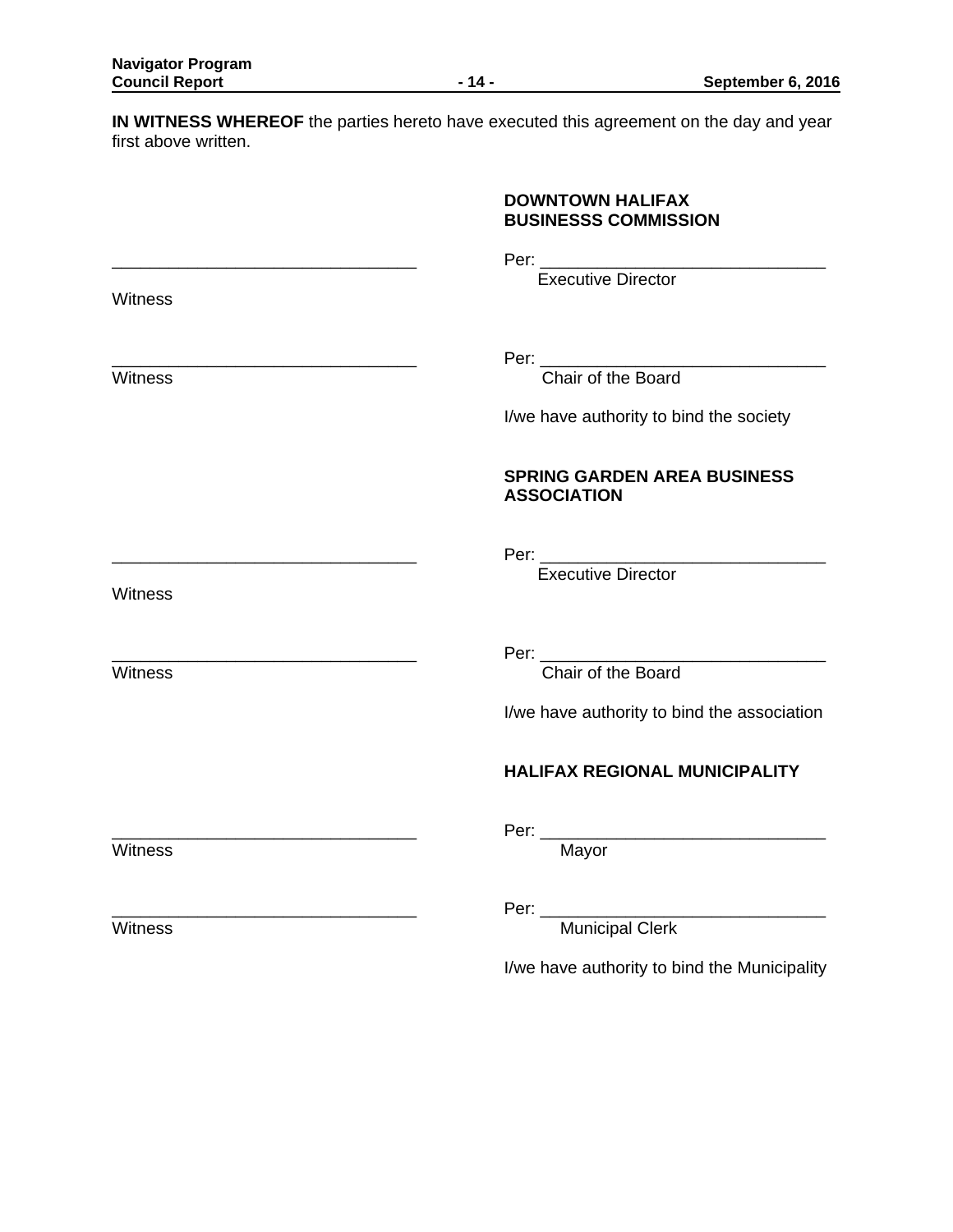**IN WITNESS WHEREOF** the parties hereto have executed this agreement on the day and year first above written.

**DOWNTOWN HALIFAX BUSINESSS COMMISSION**

_______________________________ Per: ______________________________
Witness Executive Director

_______________________________ Per: ______________________________
Witness Chair of the Board

I/we have authority to bind the society

**SPRING GARDEN AREA BUSINESS ASSOCIATION**

_______________________________ Per: ______________________________
Witness Executive Director

_______________________________ Per: ______________________________
Witness Chair of the Board

I/we have authority to bind the association

**HALIFAX REGIONAL MUNICIPALITY**

_______________________________ Per: ______________________________
Witness Mayor

_______________________________ Per: ______________________________
Witness Municipal Clerk

I/we have authority to bind the Municipality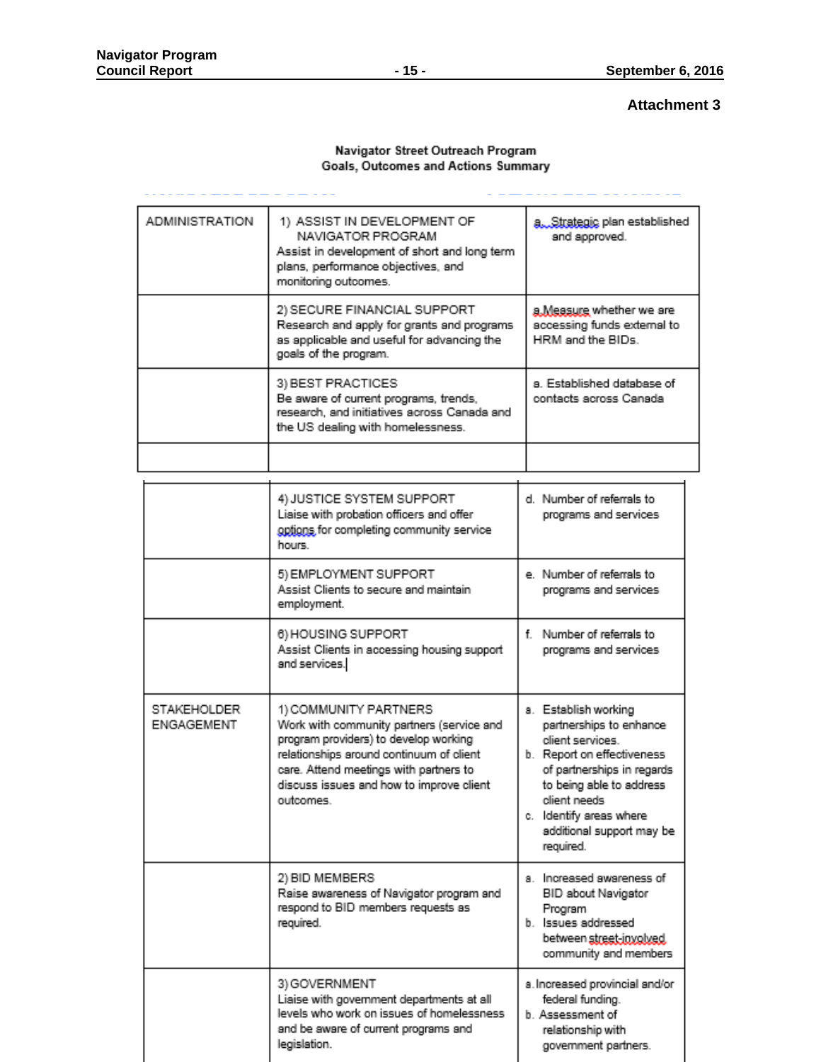**Attachment 3**

**Navigator Street Outreach Program**
**Goals, Outcomes and Actions Summary**

| | | |
|---|---|---|
| ADMINISTRATION | 1) ASSIST IN DEVELOPMENT OF NAVIGATOR PROGRAM<br>Assist in development of short and long term plans, performance objectives, and monitoring outcomes. | a. Strategic plan established and approved. |
| | 2) SECURE FINANCIAL SUPPORT<br>Research and apply for grants and programs as applicable and useful for advancing the goals of the program. | a.Measure whether we are accessing funds external to HRM and the BIDs. |
| | 3) BEST PRACTICES<br>Be aware of current programs, trends, research, and initiatives across Canada and the US dealing with homelessness. | a. Established database of contacts across Canada |
| | | |
| | 4) JUSTICE SYSTEM SUPPORT<br>Liaise with probation officers and offer options for completing community service hours. | d. Number of referrals to programs and services |
| | 5) EMPLOYMENT SUPPORT<br>Assist Clients to secure and maintain employment. | e. Number of referrals to programs and services |
| | 6) HOUSING SUPPORT<br>Assist Clients in accessing housing support and services. | f. Number of referrals to programs and services |
| STAKEHOLDER ENGAGEMENT | 1) COMMUNITY PARTNERS<br>Work with community partners (service and program providers) to develop working relationships around continuum of client care. Attend meetings with partners to discuss issues and how to improve client outcomes. | a. Establish working partnerships to enhance client services.<br>b. Report on effectiveness of partnerships in regards to being able to address client needs<br>c. Identify areas where additional support may be required. |
| | 2) BID MEMBERS<br>Raise awareness of Navigator program and respond to BID members requests as required. | a. Increased awareness of BID about Navigator Program<br>b. Issues addressed between street-involved community and members |
| | 3) GOVERNMENT<br>Liaise with government departments at all levels who work on issues of homelessness and be aware of current programs and legislation. | a. Increased provincial and/or federal funding.<br>b. Assessment of relationship with government partners. |